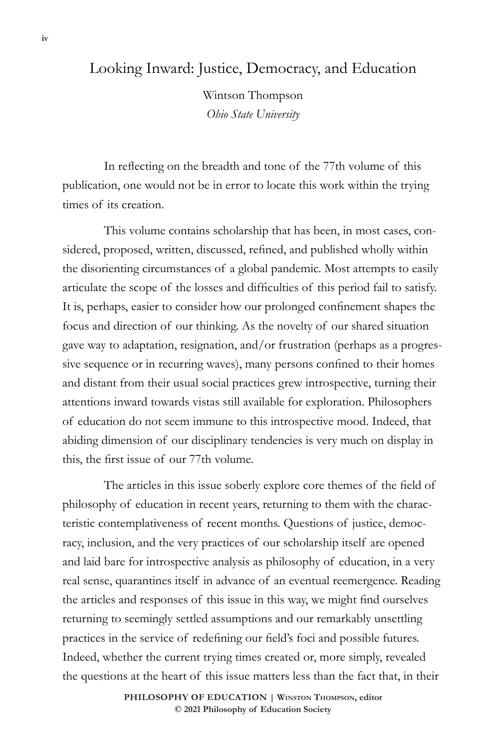# Looking Inward: Justice, Democracy, and Education

Wintson Thompson
*Ohio State University*

In reflecting on the breadth and tone of the 77th volume of this publication, one would not be in error to locate this work within the trying times of its creation.

This volume contains scholarship that has been, in most cases, considered, proposed, written, discussed, refined, and published wholly within the disorienting circumstances of a global pandemic. Most attempts to easily articulate the scope of the losses and difficulties of this period fail to satisfy. It is, perhaps, easier to consider how our prolonged confinement shapes the focus and direction of our thinking. As the novelty of our shared situation gave way to adaptation, resignation, and/or frustration (perhaps as a progressive sequence or in recurring waves), many persons confined to their homes and distant from their usual social practices grew introspective, turning their attentions inward towards vistas still available for exploration. Philosophers of education do not seem immune to this introspective mood. Indeed, that abiding dimension of our disciplinary tendencies is very much on display in this, the first issue of our 77th volume.

The articles in this issue soberly explore core themes of the field of philosophy of education in recent years, returning to them with the characteristic contemplativeness of recent months. Questions of justice, democracy, inclusion, and the very practices of our scholarship itself are opened and laid bare for introspective analysis as philosophy of education, in a very real sense, quarantines itself in advance of an eventual reemergence. Reading the articles and responses of this issue in this way, we might find ourselves returning to seemingly settled assumptions and our remarkably unsettling practices in the service of redefining our field's foci and possible futures. Indeed, whether the current trying times created or, more simply, revealed the questions at the heart of this issue matters less than the fact that, in their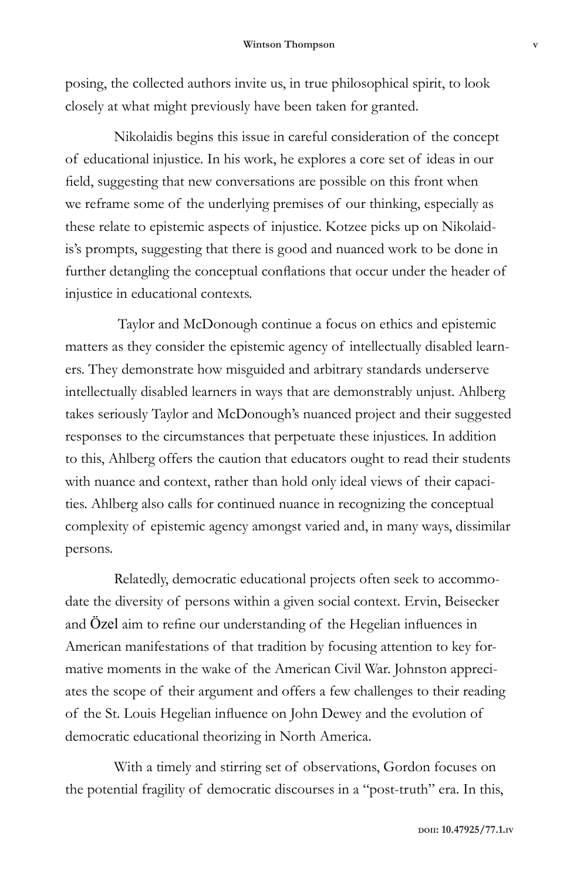posing, the collected authors invite us, in true philosophical spirit, to look closely at what might previously have been taken for granted.

Nikolaidis begins this issue in careful consideration of the concept of educational injustice. In his work, he explores a core set of ideas in our field, suggesting that new conversations are possible on this front when we reframe some of the underlying premises of our thinking, especially as these relate to epistemic aspects of injustice. Kotzee picks up on Nikolaidis's prompts, suggesting that there is good and nuanced work to be done in further detangling the conceptual conflations that occur under the header of injustice in educational contexts.

Taylor and McDonough continue a focus on ethics and epistemic matters as they consider the epistemic agency of intellectually disabled learners. They demonstrate how misguided and arbitrary standards underserve intellectually disabled learners in ways that are demonstrably unjust. Ahlberg takes seriously Taylor and McDonough's nuanced project and their suggested responses to the circumstances that perpetuate these injustices. In addition to this, Ahlberg offers the caution that educators ought to read their students with nuance and context, rather than hold only ideal views of their capacities. Ahlberg also calls for continued nuance in recognizing the conceptual complexity of epistemic agency amongst varied and, in many ways, dissimilar persons.

Relatedly, democratic educational projects often seek to accommodate the diversity of persons within a given social context. Ervin, Beisecker and Özel aim to refine our understanding of the Hegelian influences in American manifestations of that tradition by focusing attention to key formative moments in the wake of the American Civil War. Johnston appreciates the scope of their argument and offers a few challenges to their reading of the St. Louis Hegelian influence on John Dewey and the evolution of democratic educational theorizing in North America.

With a timely and stirring set of observations, Gordon focuses on the potential fragility of democratic discourses in a "post-truth" era. In this,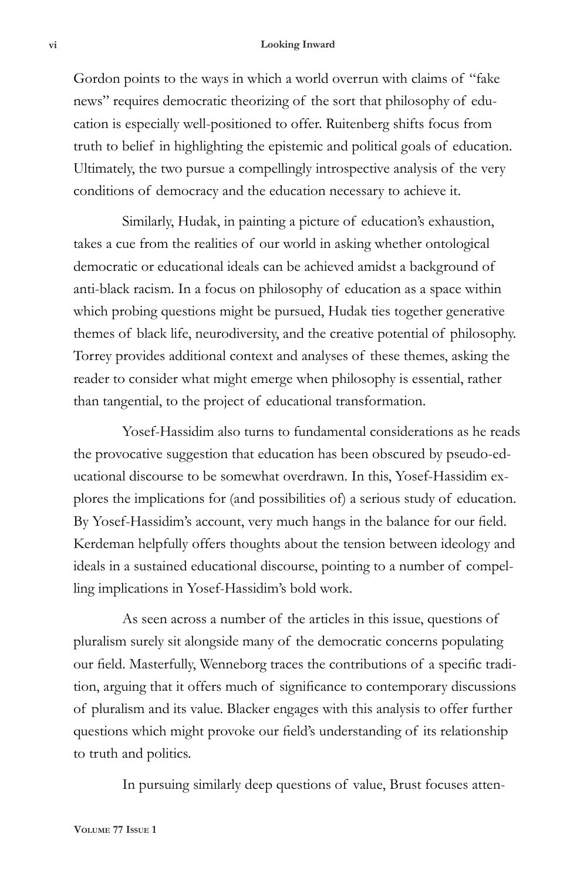Gordon points to the ways in which a world overrun with claims of "fake news" requires democratic theorizing of the sort that philosophy of education is especially well-positioned to offer. Ruitenberg shifts focus from truth to belief in highlighting the epistemic and political goals of education. Ultimately, the two pursue a compellingly introspective analysis of the very conditions of democracy and the education necessary to achieve it.

Similarly, Hudak, in painting a picture of education's exhaustion, takes a cue from the realities of our world in asking whether ontological democratic or educational ideals can be achieved amidst a background of anti-black racism. In a focus on philosophy of education as a space within which probing questions might be pursued, Hudak ties together generative themes of black life, neurodiversity, and the creative potential of philosophy. Torrey provides additional context and analyses of these themes, asking the reader to consider what might emerge when philosophy is essential, rather than tangential, to the project of educational transformation.

Yosef-Hassidim also turns to fundamental considerations as he reads the provocative suggestion that education has been obscured by pseudo-educational discourse to be somewhat overdrawn. In this, Yosef-Hassidim explores the implications for (and possibilities of) a serious study of education. By Yosef-Hassidim's account, very much hangs in the balance for our field. Kerdeman helpfully offers thoughts about the tension between ideology and ideals in a sustained educational discourse, pointing to a number of compelling implications in Yosef-Hassidim's bold work.

As seen across a number of the articles in this issue, questions of pluralism surely sit alongside many of the democratic concerns populating our field. Masterfully, Wenneborg traces the contributions of a specific tradition, arguing that it offers much of significance to contemporary discussions of pluralism and its value. Blacker engages with this analysis to offer further questions which might provoke our field's understanding of its relationship to truth and politics.

In pursuing similarly deep questions of value, Brust focuses atten-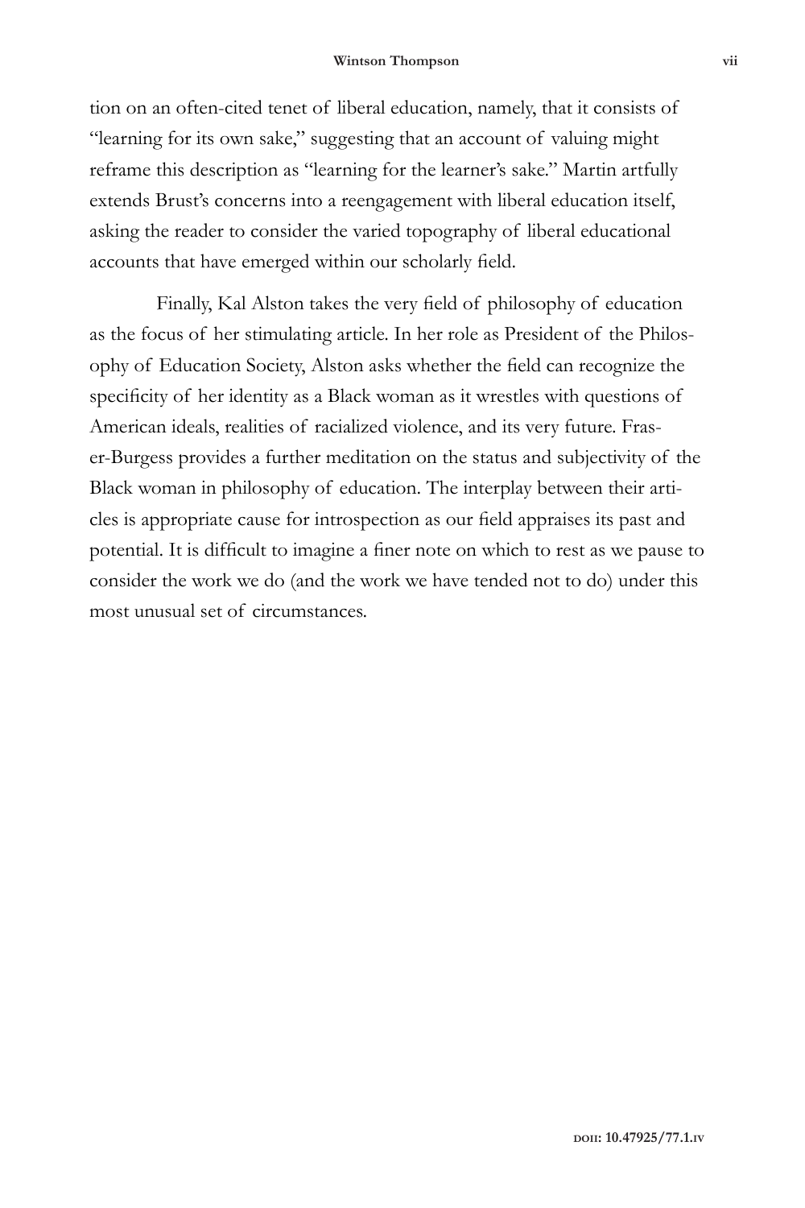tion on an often-cited tenet of liberal education, namely, that it consists of "learning for its own sake," suggesting that an account of valuing might reframe this description as "learning for the learner's sake." Martin artfully extends Brust's concerns into a reengagement with liberal education itself, asking the reader to consider the varied topography of liberal educational accounts that have emerged within our scholarly field.

Finally, Kal Alston takes the very field of philosophy of education as the focus of her stimulating article. In her role as President of the Philosophy of Education Society, Alston asks whether the field can recognize the specificity of her identity as a Black woman as it wrestles with questions of American ideals, realities of racialized violence, and its very future. Fraser-Burgess provides a further meditation on the status and subjectivity of the Black woman in philosophy of education. The interplay between their articles is appropriate cause for introspection as our field appraises its past and potential. It is difficult to imagine a finer note on which to rest as we pause to consider the work we do (and the work we have tended not to do) under this most unusual set of circumstances.

doi: 10.47925/77.1.iv